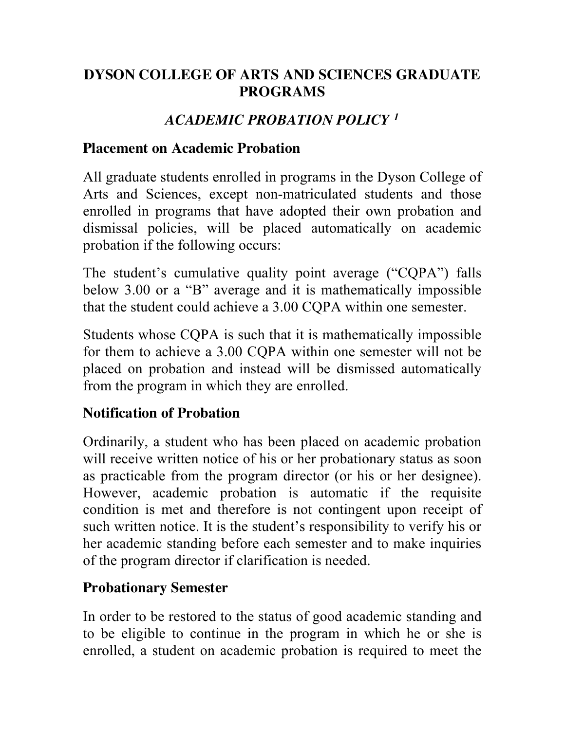# DYSON COLLEGE OF ARTS AND SCIENCES GRADUATE PROGRAMS

## *ACADEMIC PROBATION POLICY [1]*

### Placement on Academic Probation

All graduate students enrolled in programs in the Dyson College of Arts and Sciences, except non-matriculated students and those enrolled in programs that have adopted their own probation and dismissal policies, will be placed automatically on academic probation if the following occurs:

The student's cumulative quality point average ("CQPA") falls below 3.00 or a "B" average and it is mathematically impossible that the student could achieve a 3.00 CQPA within one semester.

Students whose CQPA is such that it is mathematically impossible for them to achieve a 3.00 CQPA within one semester will not be placed on probation and instead will be dismissed automatically from the program in which they are enrolled.

### Notification of Probation

Ordinarily, a student who has been placed on academic probation will receive written notice of his or her probationary status as soon as practicable from the program director (or his or her designee). However, academic probation is automatic if the requisite condition is met and therefore is not contingent upon receipt of such written notice. It is the student's responsibility to verify his or her academic standing before each semester and to make inquiries of the program director if clarification is needed.

### Probationary Semester

In order to be restored to the status of good academic standing and to be eligible to continue in the program in which he or she is enrolled, a student on academic probation is required to meet the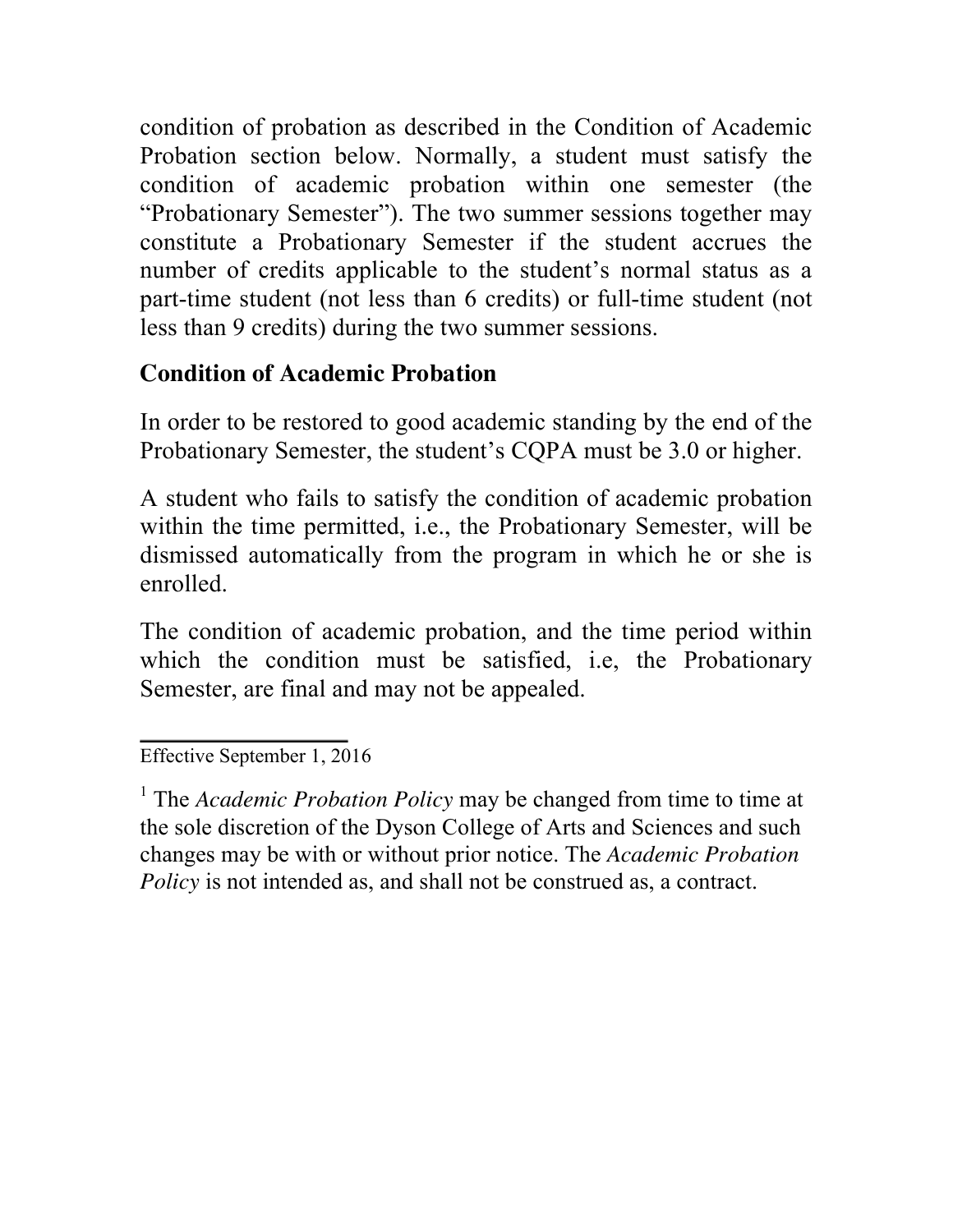condition of probation as described in the Condition of Academic Probation section below. Normally, a student must satisfy the condition of academic probation within one semester (the "Probationary Semester"). The two summer sessions together may constitute a Probationary Semester if the student accrues the number of credits applicable to the student's normal status as a part-time student (not less than 6 credits) or full-time student (not less than 9 credits) during the two summer sessions.

## Condition of Academic Probation

In order to be restored to good academic standing by the end of the Probationary Semester, the student's CQPA must be 3.0 or higher.

A student who fails to satisfy the condition of academic probation within the time permitted, i.e., the Probationary Semester, will be dismissed automatically from the program in which he or she is enrolled.

The condition of academic probation, and the time period within which the condition must be satisfied, i.e, the Probationary Semester, are final and may not be appealed.

---

Effective September 1, 2016

[1] The *Academic Probation Policy* may be changed from time to time at the sole discretion of the Dyson College of Arts and Sciences and such changes may be with or without prior notice. The *Academic Probation Policy* is not intended as, and shall not be construed as, a contract.